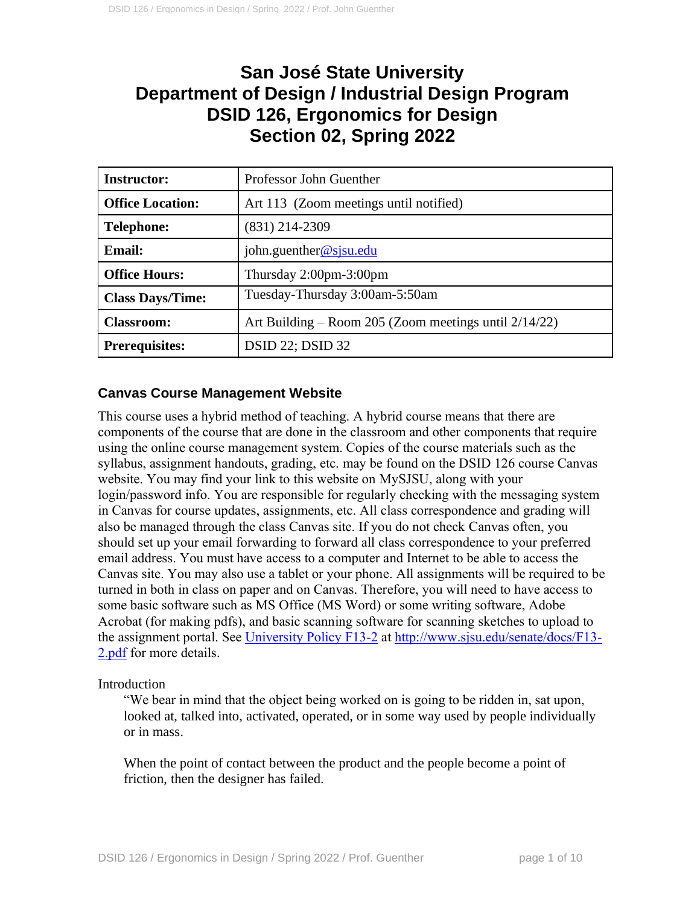# San José State University
# Department of Design / Industrial Design Program
# DSID 126, Ergonomics for Design
# Section 02, Spring 2022

| | |
|---|---|
| **Instructor:** | Professor John Guenther |
| **Office Location:** | Art 113 (Zoom meetings until notified) |
| **Telephone:** | (831) 214-2309 |
| **Email:** | john.guenther@sjsu.edu |
| **Office Hours:** | Thursday 2:00pm-3:00pm |
| **Class Days/Time:** | Tuesday-Thursday 3:00am-5:50am |
| **Classroom:** | Art Building – Room 205 (Zoom meetings until 2/14/22) |
| **Prerequisites:** | DSID 22; DSID 32 |

## Canvas Course Management Website

This course uses a hybrid method of teaching. A hybrid course means that there are components of the course that are done in the classroom and other components that require using the online course management system. Copies of the course materials such as the syllabus, assignment handouts, grading, etc. may be found on the DSID 126 course Canvas website. You may find your link to this website on MySJSU, along with your login/password info. You are responsible for regularly checking with the messaging system in Canvas for course updates, assignments, etc. All class correspondence and grading will also be managed through the class Canvas site. If you do not check Canvas often, you should set up your email forwarding to forward all class correspondence to your preferred email address. You must have access to a computer and Internet to be able to access the Canvas site. You may also use a tablet or your phone. All assignments will be required to be turned in both in class on paper and on Canvas. Therefore, you will need to have access to some basic software such as MS Office (MS Word) or some writing software, Adobe Acrobat (for making pdfs), and basic scanning software for scanning sketches to upload to the assignment portal. See [University Policy F13-2](http://www.sjsu.edu/senate/docs/F13-2.pdf) at http://www.sjsu.edu/senate/docs/F13-2.pdf for more details.

Introduction

> "We bear in mind that the object being worked on is going to be ridden in, sat upon, looked at, talked into, activated, operated, or in some way used by people individually or in mass.
>
> When the point of contact between the product and the people become a point of friction, then the designer has failed.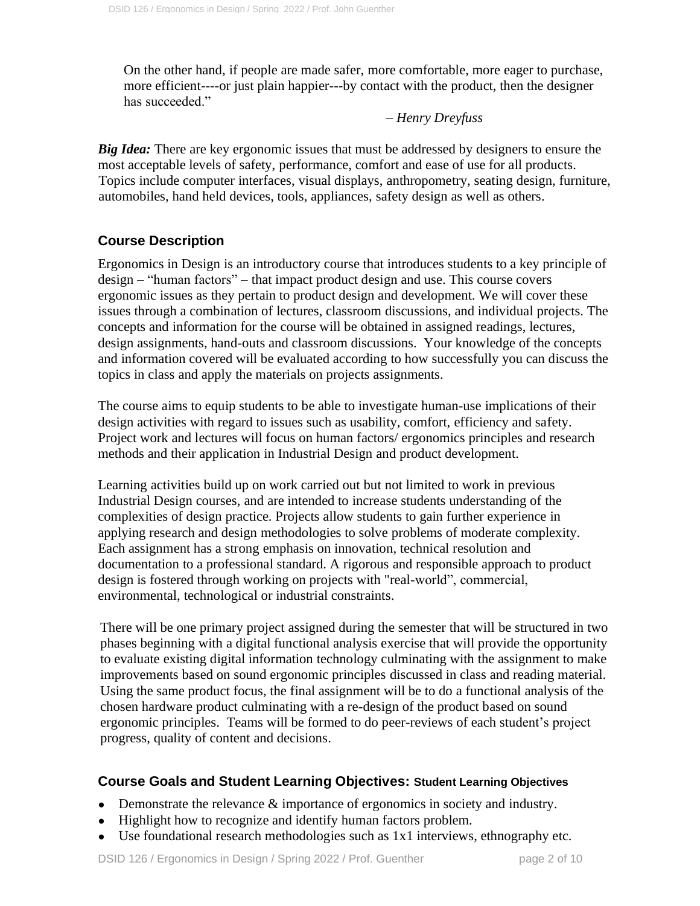On the other hand, if people are made safer, more comfortable, more eager to purchase, more efficient----or just plain happier---by contact with the product, then the designer has succeeded."

– *Henry Dreyfuss*

***Big Idea:*** There are key ergonomic issues that must be addressed by designers to ensure the most acceptable levels of safety, performance, comfort and ease of use for all products. Topics include computer interfaces, visual displays, anthropometry, seating design, furniture, automobiles, hand held devices, tools, appliances, safety design as well as others.

## Course Description

Ergonomics in Design is an introductory course that introduces students to a key principle of design – "human factors" – that impact product design and use. This course covers ergonomic issues as they pertain to product design and development. We will cover these issues through a combination of lectures, classroom discussions, and individual projects. The concepts and information for the course will be obtained in assigned readings, lectures, design assignments, hand-outs and classroom discussions. Your knowledge of the concepts and information covered will be evaluated according to how successfully you can discuss the topics in class and apply the materials on projects assignments.

The course aims to equip students to be able to investigate human-use implications of their design activities with regard to issues such as usability, comfort, efficiency and safety. Project work and lectures will focus on human factors/ ergonomics principles and research methods and their application in Industrial Design and product development.

Learning activities build up on work carried out but not limited to work in previous Industrial Design courses, and are intended to increase students understanding of the complexities of design practice. Projects allow students to gain further experience in applying research and design methodologies to solve problems of moderate complexity. Each assignment has a strong emphasis on innovation, technical resolution and documentation to a professional standard. A rigorous and responsible approach to product design is fostered through working on projects with "real-world", commercial, environmental, technological or industrial constraints.

There will be one primary project assigned during the semester that will be structured in two phases beginning with a digital functional analysis exercise that will provide the opportunity to evaluate existing digital information technology culminating with the assignment to make improvements based on sound ergonomic principles discussed in class and reading material. Using the same product focus, the final assignment will be to do a functional analysis of the chosen hardware product culminating with a re-design of the product based on sound ergonomic principles. Teams will be formed to do peer-reviews of each student's project progress, quality of content and decisions.

## Course Goals and Student Learning Objectives: Student Learning Objectives

- Demonstrate the relevance & importance of ergonomics in society and industry.
- Highlight how to recognize and identify human factors problem.
- Use foundational research methodologies such as 1x1 interviews, ethnography etc.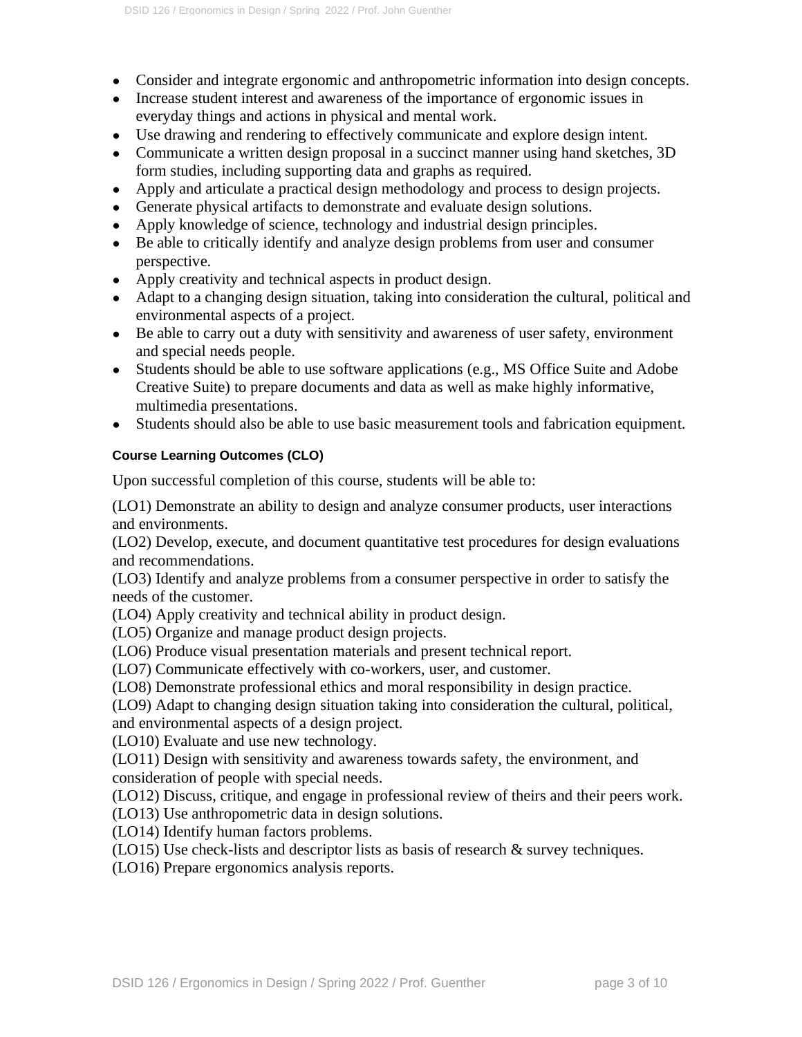- Consider and integrate ergonomic and anthropometric information into design concepts.
- Increase student interest and awareness of the importance of ergonomic issues in everyday things and actions in physical and mental work.
- Use drawing and rendering to effectively communicate and explore design intent.
- Communicate a written design proposal in a succinct manner using hand sketches, 3D form studies, including supporting data and graphs as required.
- Apply and articulate a practical design methodology and process to design projects.
- Generate physical artifacts to demonstrate and evaluate design solutions.
- Apply knowledge of science, technology and industrial design principles.
- Be able to critically identify and analyze design problems from user and consumer perspective.
- Apply creativity and technical aspects in product design.
- Adapt to a changing design situation, taking into consideration the cultural, political and environmental aspects of a project.
- Be able to carry out a duty with sensitivity and awareness of user safety, environment and special needs people.
- Students should be able to use software applications (e.g., MS Office Suite and Adobe Creative Suite) to prepare documents and data as well as make highly informative, multimedia presentations.
- Students should also be able to use basic measurement tools and fabrication equipment.

#### Course Learning Outcomes (CLO)

Upon successful completion of this course, students will be able to:

(LO1) Demonstrate an ability to design and analyze consumer products, user interactions and environments.
(LO2) Develop, execute, and document quantitative test procedures for design evaluations and recommendations.
(LO3) Identify and analyze problems from a consumer perspective in order to satisfy the needs of the customer.
(LO4) Apply creativity and technical ability in product design.
(LO5) Organize and manage product design projects.
(LO6) Produce visual presentation materials and present technical report.
(LO7) Communicate effectively with co-workers, user, and customer.
(LO8) Demonstrate professional ethics and moral responsibility in design practice.
(LO9) Adapt to changing design situation taking into consideration the cultural, political, and environmental aspects of a design project.
(LO10) Evaluate and use new technology.
(LO11) Design with sensitivity and awareness towards safety, the environment, and consideration of people with special needs.
(LO12) Discuss, critique, and engage in professional review of theirs and their peers work.
(LO13) Use anthropometric data in design solutions.
(LO14) Identify human factors problems.
(LO15) Use check-lists and descriptor lists as basis of research & survey techniques.
(LO16) Prepare ergonomics analysis reports.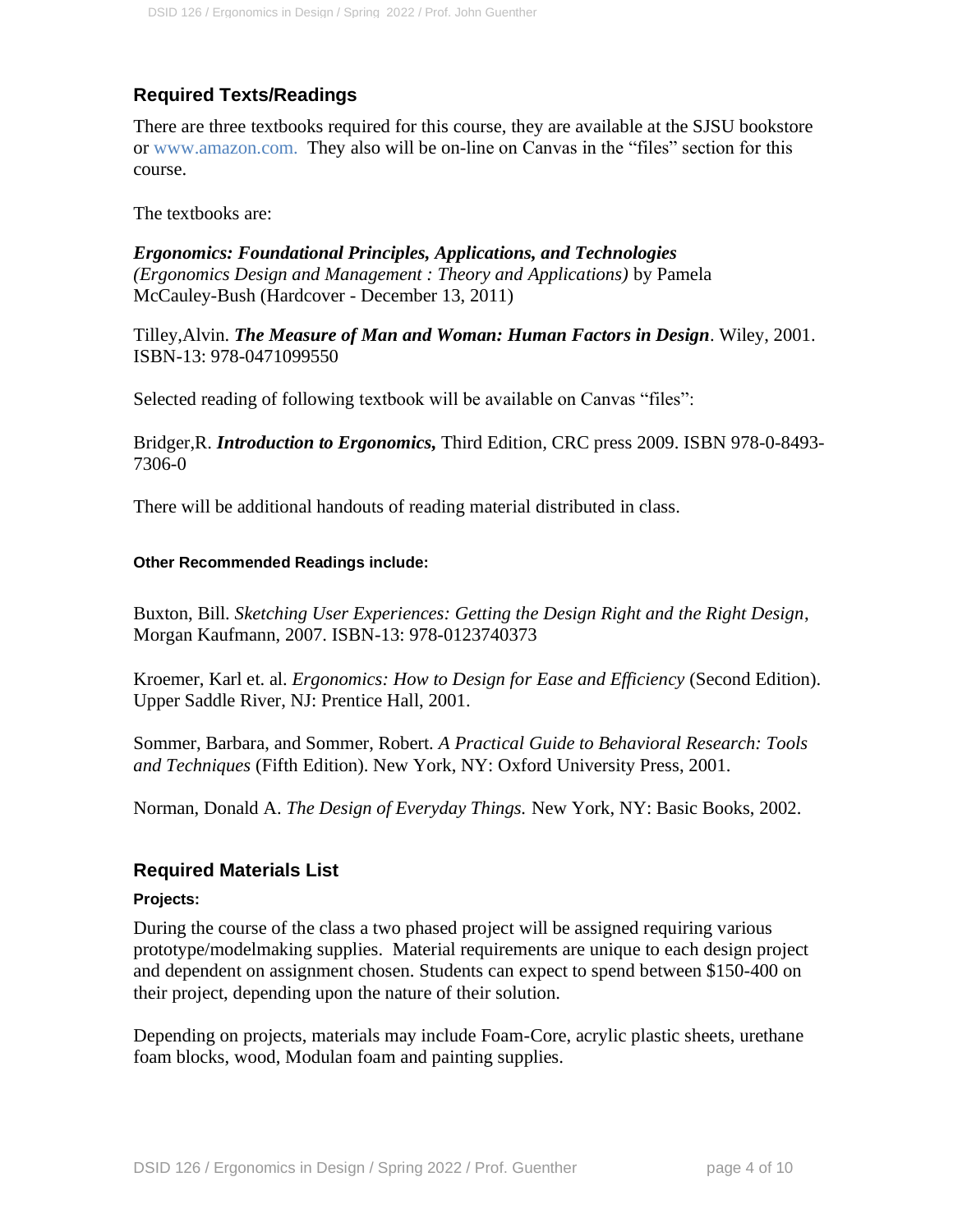## Required Texts/Readings

There are three textbooks required for this course, they are available at the SJSU bookstore or www.amazon.com. They also will be on-line on Canvas in the "files" section for this course.

The textbooks are:

***Ergonomics: Foundational Principles, Applications, and Technologies*** *(Ergonomics Design and Management : Theory and Applications)* by Pamela McCauley-Bush (Hardcover - December 13, 2011)

Tilley,Alvin. ***The Measure of Man and Woman: Human Factors in Design***. Wiley, 2001. ISBN-13: 978-0471099550

Selected reading of following textbook will be available on Canvas "files":

Bridger,R. ***Introduction to Ergonomics,*** Third Edition, CRC press 2009. ISBN 978-0-8493-7306-0

There will be additional handouts of reading material distributed in class.

#### Other Recommended Readings include:

Buxton, Bill. *Sketching User Experiences: Getting the Design Right and the Right Design*, Morgan Kaufmann, 2007. ISBN-13: 978-0123740373

Kroemer, Karl et. al. *Ergonomics: How to Design for Ease and Efficiency* (Second Edition). Upper Saddle River, NJ: Prentice Hall, 2001.

Sommer, Barbara, and Sommer, Robert. *A Practical Guide to Behavioral Research: Tools and Techniques* (Fifth Edition). New York, NY: Oxford University Press, 2001.

Norman, Donald A. *The Design of Everyday Things.* New York, NY: Basic Books, 2002.

## Required Materials List

#### Projects:

During the course of the class a two phased project will be assigned requiring various prototype/modelmaking supplies. Material requirements are unique to each design project and dependent on assignment chosen. Students can expect to spend between $150-400 on their project, depending upon the nature of their solution.

Depending on projects, materials may include Foam-Core, acrylic plastic sheets, urethane foam blocks, wood, Modulan foam and painting supplies.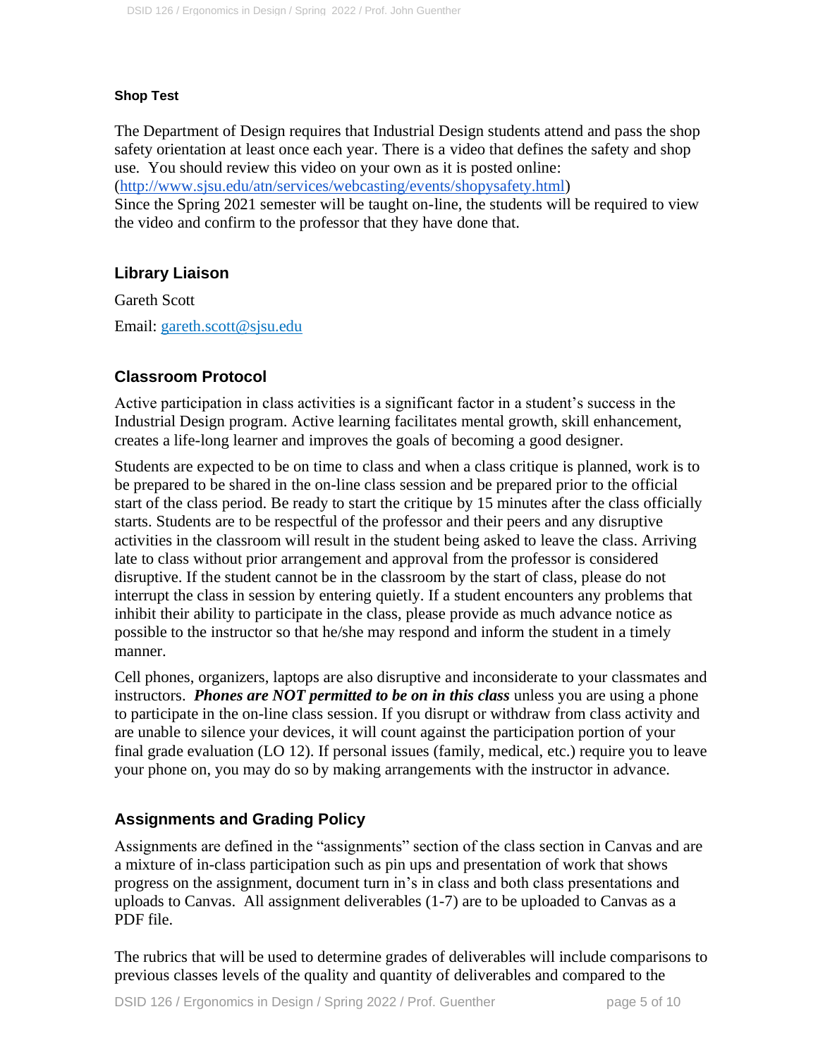#### Shop Test

The Department of Design requires that Industrial Design students attend and pass the shop safety orientation at least once each year. There is a video that defines the safety and shop use. You should review this video on your own as it is posted online: ([http://www.sjsu.edu/atn/services/webcasting/events/shopysafety.html](http://www.sjsu.edu/atn/services/webcasting/events/shopysafety.html))
Since the Spring 2021 semester will be taught on-line, the students will be required to view the video and confirm to the professor that they have done that.

### Library Liaison

Gareth Scott

Email: [gareth.scott@sjsu.edu](mailto:gareth.scott@sjsu.edu)

### Classroom Protocol

Active participation in class activities is a significant factor in a student's success in the Industrial Design program. Active learning facilitates mental growth, skill enhancement, creates a life-long learner and improves the goals of becoming a good designer.

Students are expected to be on time to class and when a class critique is planned, work is to be prepared to be shared in the on-line class session and be prepared prior to the official start of the class period. Be ready to start the critique by 15 minutes after the class officially starts. Students are to be respectful of the professor and their peers and any disruptive activities in the classroom will result in the student being asked to leave the class. Arriving late to class without prior arrangement and approval from the professor is considered disruptive. If the student cannot be in the classroom by the start of class, please do not interrupt the class in session by entering quietly. If a student encounters any problems that inhibit their ability to participate in the class, please provide as much advance notice as possible to the instructor so that he/she may respond and inform the student in a timely manner.

Cell phones, organizers, laptops are also disruptive and inconsiderate to your classmates and instructors. ***Phones are NOT permitted to be on in this class*** unless you are using a phone to participate in the on-line class session. If you disrupt or withdraw from class activity and are unable to silence your devices, it will count against the participation portion of your final grade evaluation (LO 12). If personal issues (family, medical, etc.) require you to leave your phone on, you may do so by making arrangements with the instructor in advance.

### Assignments and Grading Policy

Assignments are defined in the "assignments" section of the class section in Canvas and are a mixture of in-class participation such as pin ups and presentation of work that shows progress on the assignment, document turn in's in class and both class presentations and uploads to Canvas. All assignment deliverables (1-7) are to be uploaded to Canvas as a PDF file.

The rubrics that will be used to determine grades of deliverables will include comparisons to previous classes levels of the quality and quantity of deliverables and compared to the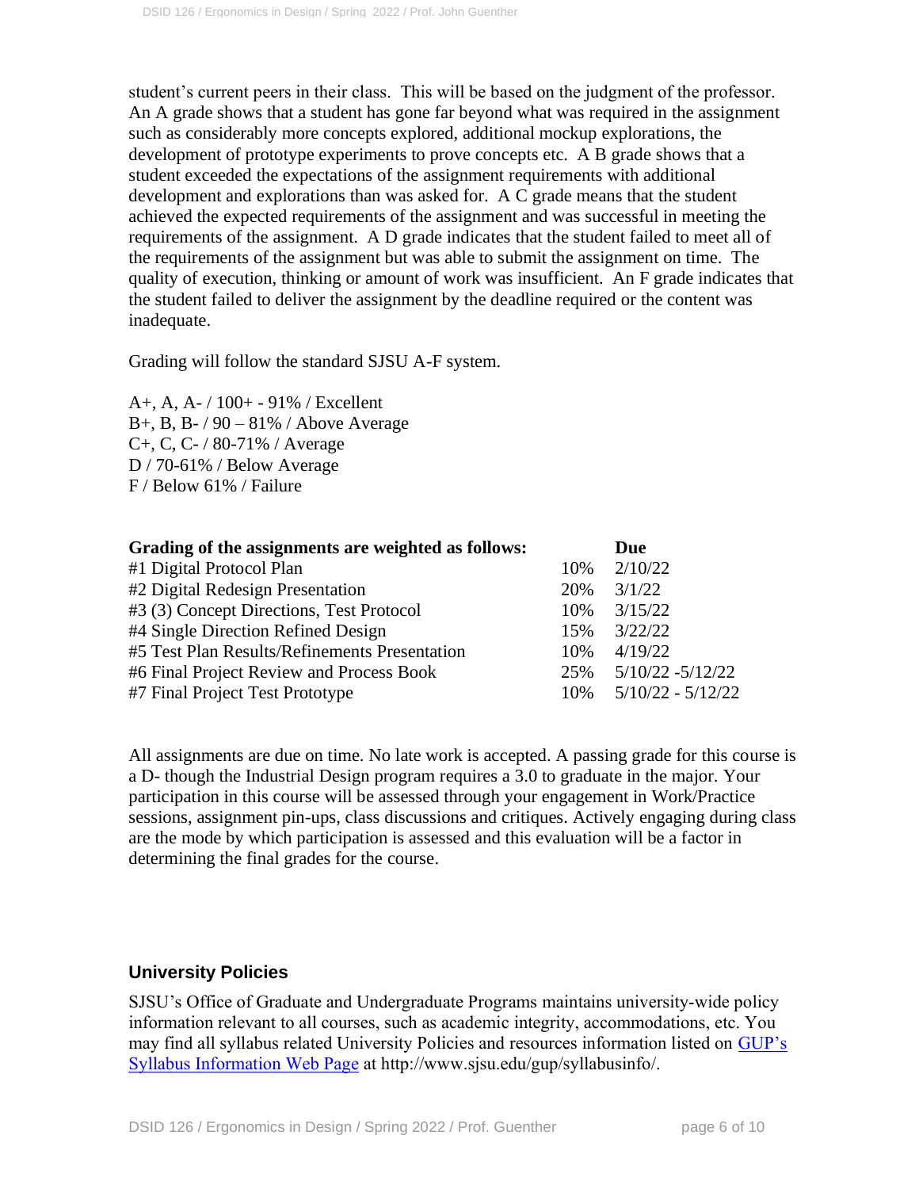student's current peers in their class. This will be based on the judgment of the professor. An A grade shows that a student has gone far beyond what was required in the assignment such as considerably more concepts explored, additional mockup explorations, the development of prototype experiments to prove concepts etc. A B grade shows that a student exceeded the expectations of the assignment requirements with additional development and explorations than was asked for. A C grade means that the student achieved the expected requirements of the assignment and was successful in meeting the requirements of the assignment. A D grade indicates that the student failed to meet all of the requirements of the assignment but was able to submit the assignment on time. The quality of execution, thinking or amount of work was insufficient. An F grade indicates that the student failed to deliver the assignment by the deadline required or the content was inadequate.

Grading will follow the standard SJSU A-F system.

A+, A, A- / 100+ - 91% / Excellent
B+, B, B- / 90 – 81% / Above Average
C+, C, C- / 80-71% / Average
D / 70-61% / Below Average
F / Below 61% / Failure

| Grading of the assignments are weighted as follows: | | Due |
|---|---|---|
| #1 Digital Protocol Plan | 10% | 2/10/22 |
| #2 Digital Redesign Presentation | 20% | 3/1/22 |
| #3 (3) Concept Directions, Test Protocol | 10% | 3/15/22 |
| #4 Single Direction Refined Design | 15% | 3/22/22 |
| #5 Test Plan Results/Refinements Presentation | 10% | 4/19/22 |
| #6 Final Project Review and Process Book | 25% | 5/10/22 -5/12/22 |
| #7 Final Project Test Prototype | 10% | 5/10/22 - 5/12/22 |

All assignments are due on time. No late work is accepted. A passing grade for this course is a D- though the Industrial Design program requires a 3.0 to graduate in the major. Your participation in this course will be assessed through your engagement in Work/Practice sessions, assignment pin-ups, class discussions and critiques. Actively engaging during class are the mode by which participation is assessed and this evaluation will be a factor in determining the final grades for the course.

## University Policies

SJSU's Office of Graduate and Undergraduate Programs maintains university-wide policy information relevant to all courses, such as academic integrity, accommodations, etc. You may find all syllabus related University Policies and resources information listed on [GUP's Syllabus Information Web Page](http://www.sjsu.edu/gup/syllabusinfo/) at http://www.sjsu.edu/gup/syllabusinfo/.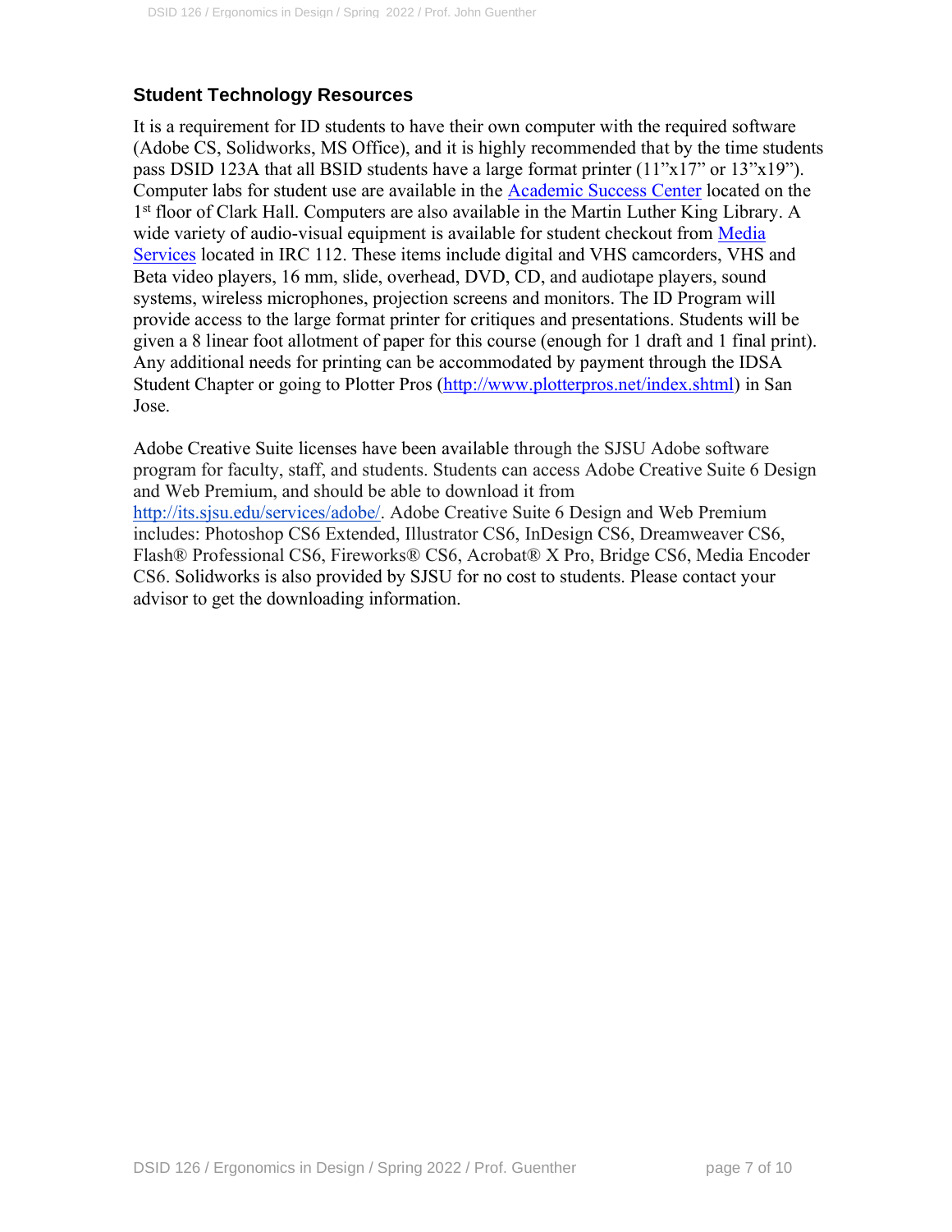## Student Technology Resources

It is a requirement for ID students to have their own computer with the required software (Adobe CS, Solidworks, MS Office), and it is highly recommended that by the time students pass DSID 123A that all BSID students have a large format printer (11"x17" or 13"x19"). Computer labs for student use are available in the [Academic Success Center](#) located on the 1st floor of Clark Hall. Computers are also available in the Martin Luther King Library. A wide variety of audio-visual equipment is available for student checkout from [Media Services](#) located in IRC 112. These items include digital and VHS camcorders, VHS and Beta video players, 16 mm, slide, overhead, DVD, CD, and audiotape players, sound systems, wireless microphones, projection screens and monitors. The ID Program will provide access to the large format printer for critiques and presentations. Students will be given a 8 linear foot allotment of paper for this course (enough for 1 draft and 1 final print). Any additional needs for printing can be accommodated by payment through the IDSA Student Chapter or going to Plotter Pros (http://www.plotterpros.net/index.shtml) in San Jose.

Adobe Creative Suite licenses have been available through the SJSU Adobe software program for faculty, staff, and students. Students can access Adobe Creative Suite 6 Design and Web Premium, and should be able to download it from http://its.sjsu.edu/services/adobe/. Adobe Creative Suite 6 Design and Web Premium includes: Photoshop CS6 Extended, Illustrator CS6, InDesign CS6, Dreamweaver CS6, Flash® Professional CS6, Fireworks® CS6, Acrobat® X Pro, Bridge CS6, Media Encoder CS6. Solidworks is also provided by SJSU for no cost to students. Please contact your advisor to get the downloading information.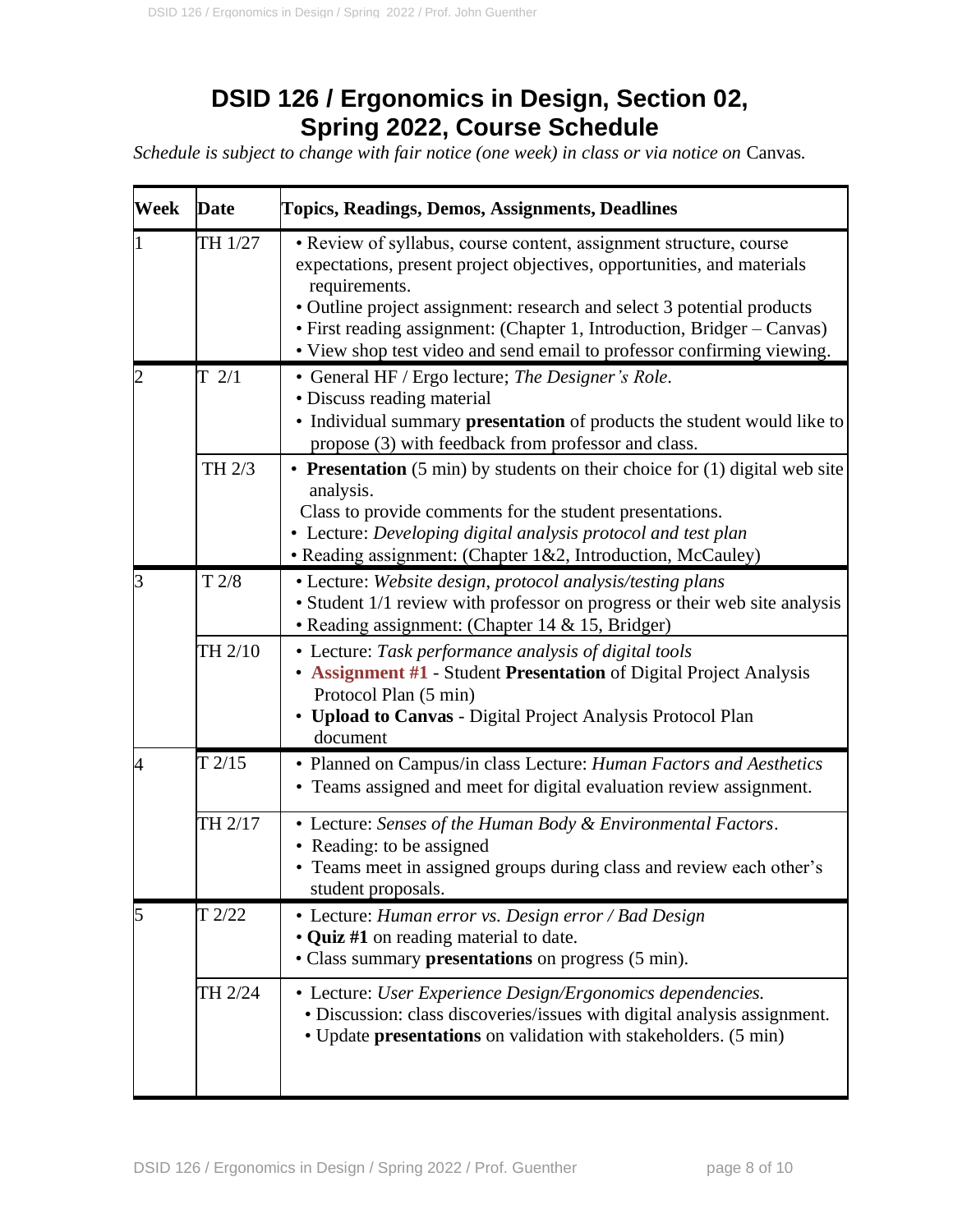# DSID 126 / Ergonomics in Design, Section 02, Spring 2022, Course Schedule

*Schedule is subject to change with fair notice (one week) in class or via notice on* Canvas.

| Week | Date | Topics, Readings, Demos, Assignments, Deadlines |
|---|---|---|
| 1 | TH 1/27 | • Review of syllabus, course content, assignment structure, course expectations, present project objectives, opportunities, and materials requirements.<br>• Outline project assignment: research and select 3 potential products<br>• First reading assignment: (Chapter 1, Introduction, Bridger – Canvas)<br>• View shop test video and send email to professor confirming viewing. |
| 2 | T 2/1 | • General HF / Ergo lecture; *The Designer's Role*.<br>• Discuss reading material<br>• Individual summary **presentation** of products the student would like to propose (3) with feedback from professor and class. |
| | TH 2/3 | • **Presentation** (5 min) by students on their choice for (1) digital web site analysis.<br>Class to provide comments for the student presentations.<br>• Lecture: *Developing digital analysis protocol and test plan*<br>• Reading assignment: (Chapter 1&2, Introduction, McCauley) |
| 3 | T 2/8 | • Lecture: *Website design, protocol analysis/testing plans*<br>• Student 1/1 review with professor on progress or their web site analysis<br>• Reading assignment: (Chapter 14 & 15, Bridger) |
| | TH 2/10 | • Lecture: *Task performance analysis of digital tools*<br>• **Assignment #1** - Student **Presentation** of Digital Project Analysis Protocol Plan (5 min)<br>• **Upload to Canvas** - Digital Project Analysis Protocol Plan document |
| 4 | T 2/15 | • Planned on Campus/in class Lecture: *Human Factors and Aesthetics*<br>• Teams assigned and meet for digital evaluation review assignment. |
| | TH 2/17 | • Lecture: *Senses of the Human Body & Environmental Factors*.<br>• Reading: to be assigned<br>• Teams meet in assigned groups during class and review each other's student proposals. |
| 5 | T 2/22 | • Lecture: *Human error vs. Design error / Bad Design*<br>• **Quiz #1** on reading material to date.<br>• Class summary **presentations** on progress (5 min). |
| | TH 2/24 | • Lecture: *User Experience Design/Ergonomics dependencies.*<br>• Discussion: class discoveries/issues with digital analysis assignment.<br>• Update **presentations** on validation with stakeholders. (5 min) |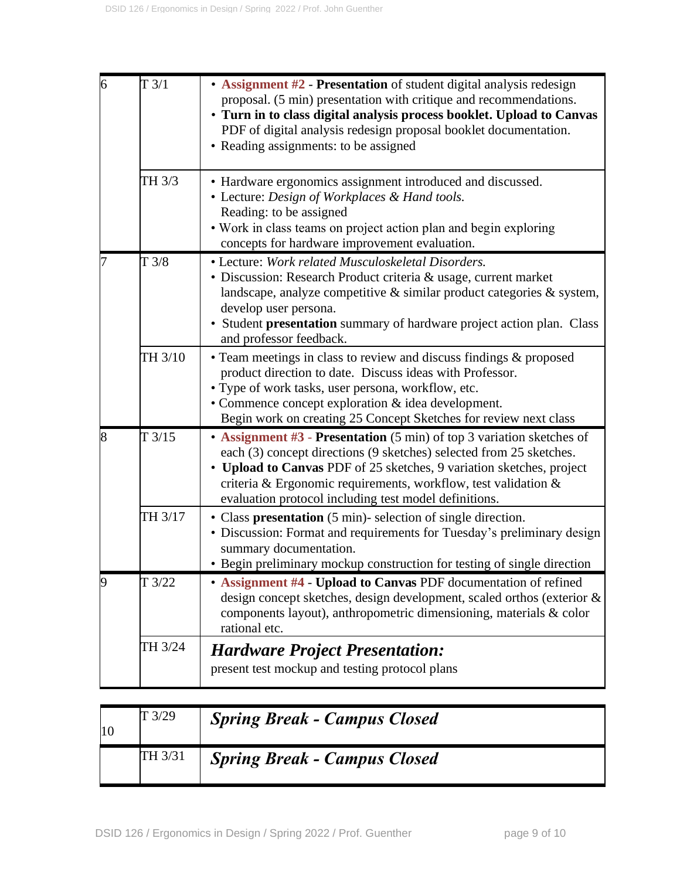| | | |
|---|---|---|
| 6 | T 3/1 | • **Assignment #2** - **Presentation** of student digital analysis redesign proposal. (5 min) presentation with critique and recommendations.<br>• **Turn in to class digital analysis process booklet. Upload to Canvas** PDF of digital analysis redesign proposal booklet documentation.<br>• Reading assignments: to be assigned |
| | TH 3/3 | • Hardware ergonomics assignment introduced and discussed.<br>• Lecture: *Design of Workplaces & Hand tools.*<br>Reading: to be assigned<br>• Work in class teams on project action plan and begin exploring concepts for hardware improvement evaluation. |
| 7 | T 3/8 | • Lecture: *Work related Musculoskeletal Disorders.*<br>• Discussion: Research Product criteria & usage, current market landscape, analyze competitive & similar product categories & system, develop user persona.<br>• Student **presentation** summary of hardware project action plan. Class and professor feedback. |
| | TH 3/10 | • Team meetings in class to review and discuss findings & proposed product direction to date. Discuss ideas with Professor.<br>• Type of work tasks, user persona, workflow, etc.<br>• Commence concept exploration & idea development.<br>Begin work on creating 25 Concept Sketches for review next class |
| 8 | T 3/15 | • **Assignment #3** - **Presentation** (5 min) of top 3 variation sketches of each (3) concept directions (9 sketches) selected from 25 sketches.<br>• **Upload to Canvas** PDF of 25 sketches, 9 variation sketches, project criteria & Ergonomic requirements, workflow, test validation & evaluation protocol including test model definitions. |
| | TH 3/17 | • Class **presentation** (5 min)- selection of single direction.<br>• Discussion: Format and requirements for Tuesday's preliminary design summary documentation.<br>• Begin preliminary mockup construction for testing of single direction |
| 9 | T 3/22 | • **Assignment #4** - **Upload to Canvas** PDF documentation of refined design concept sketches, design development, scaled orthos (exterior & components layout), anthropometric dimensioning, materials & color rational etc. |
| | TH 3/24 | ***Hardware Project Presentation:***<br>present test mockup and testing protocol plans |

| | | |
|---|---|---|
| 10 | T 3/29 | ***Spring Break - Campus Closed*** |
| | TH 3/31 | ***Spring Break - Campus Closed*** |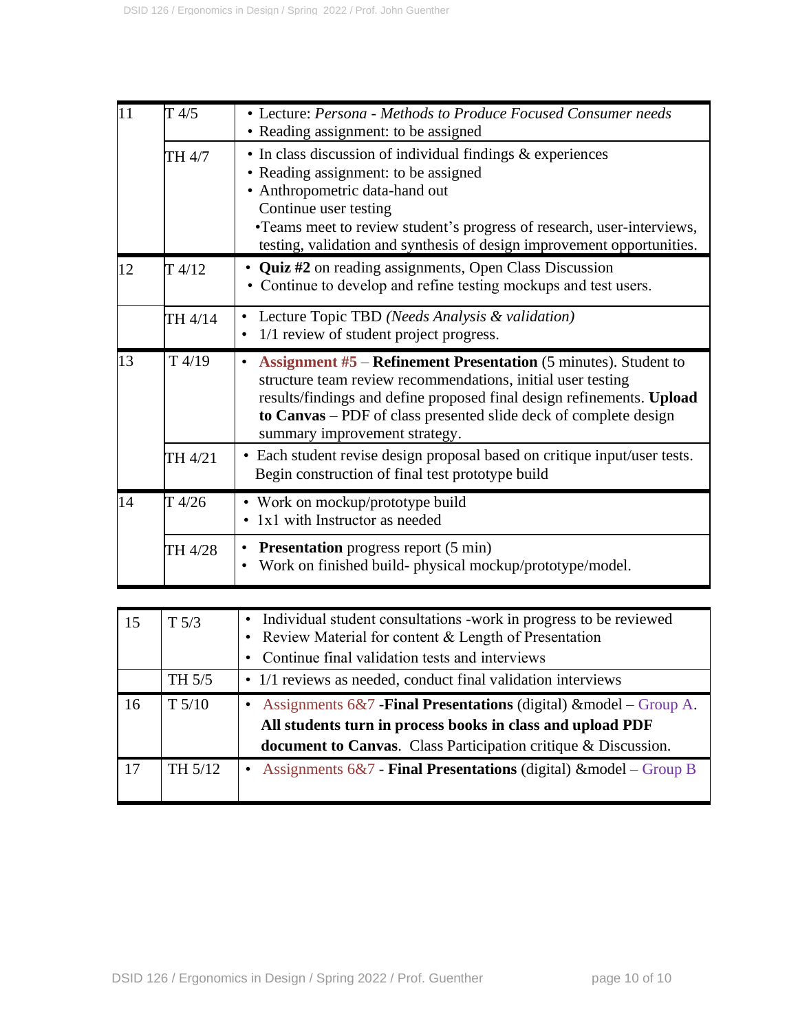| | | |
|---|---|---|
| 11 | T 4/5 | • Lecture: *Persona - Methods to Produce Focused Consumer needs*<br>• Reading assignment: to be assigned |
| | TH 4/7 | • In class discussion of individual findings & experiences<br>• Reading assignment: to be assigned<br>• Anthropometric data-hand out<br>Continue user testing<br>•Teams meet to review student's progress of research, user-interviews, testing, validation and synthesis of design improvement opportunities. |
| 12 | T 4/12 | • **Quiz #2** on reading assignments, Open Class Discussion<br>• Continue to develop and refine testing mockups and test users. |
| | TH 4/14 | • Lecture Topic TBD *(Needs Analysis & validation)*<br>• 1/1 review of student project progress. |
| 13 | T 4/19 | • **Assignment #5** – **Refinement Presentation** (5 minutes). Student to structure team review recommendations, initial user testing results/findings and define proposed final design refinements. **Upload to Canvas** – PDF of class presented slide deck of complete design summary improvement strategy. |
| | TH 4/21 | • Each student revise design proposal based on critique input/user tests. Begin construction of final test prototype build |
| 14 | T 4/26 | • Work on mockup/prototype build<br>• 1x1 with Instructor as needed |
| | TH 4/28 | • **Presentation** progress report (5 min)<br>• Work on finished build- physical mockup/prototype/model. |

| | | |
|---|---|---|
| 15 | T 5/3 | • Individual student consultations -work in progress to be reviewed<br>• Review Material for content & Length of Presentation<br>• Continue final validation tests and interviews |
| | TH 5/5 | • 1/1 reviews as needed, conduct final validation interviews |
| 16 | T 5/10 | • Assignments 6&7 -**Final Presentations** (digital) &model – Group A. **All students turn in process books in class and upload PDF document to Canvas**. Class Participation critique & Discussion. |
| 17 | TH 5/12 | • Assignments 6&7 - **Final Presentations** (digital) &model – Group B |